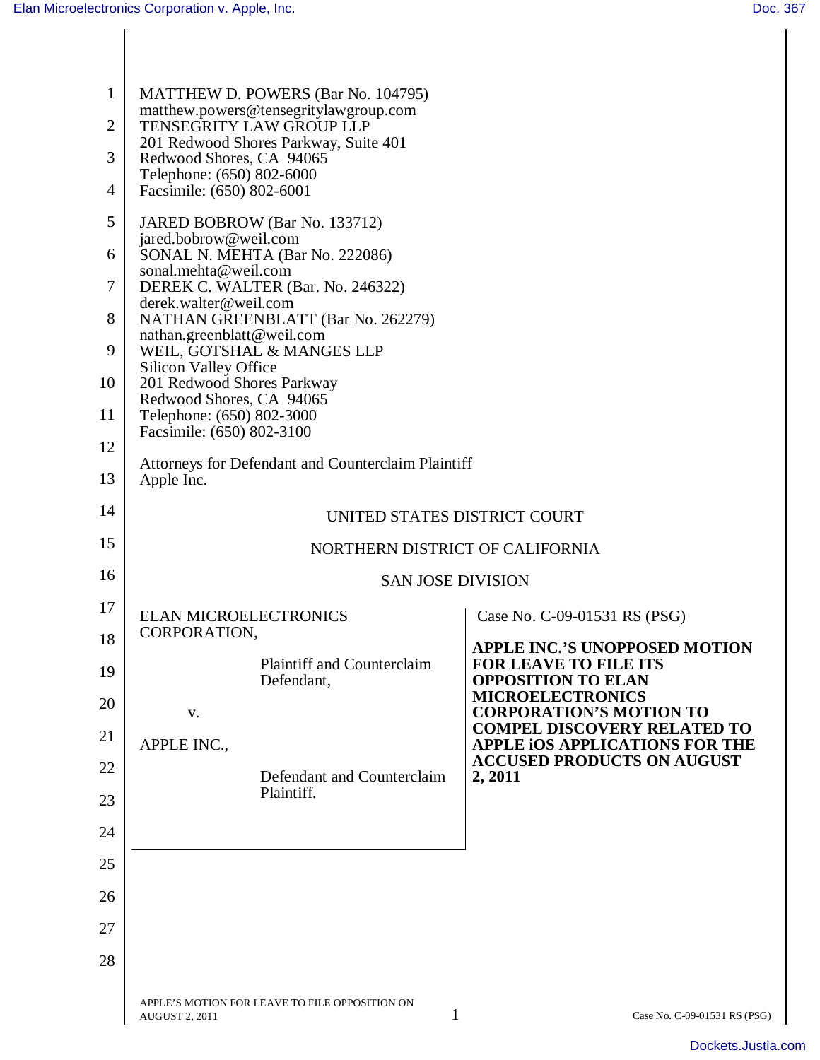MATTHEW D. POWERS (Bar No. 104795)
matthew.powers@tensegritylawgroup.com
TENSEGRITY LAW GROUP LLP
201 Redwood Shores Parkway, Suite 401
Redwood Shores, CA 94065
Telephone: (650) 802-6000
Facsimile: (650) 802-6001

JARED BOBROW (Bar No. 133712)
jared.bobrow@weil.com
SONAL N. MEHTA (Bar No. 222086)
sonal.mehta@weil.com
DEREK C. WALTER (Bar. No. 246322)
derek.walter@weil.com
NATHAN GREENBLATT (Bar No. 262279)
nathan.greenblatt@weil.com
WEIL, GOTSHAL & MANGES LLP
Silicon Valley Office
201 Redwood Shores Parkway
Redwood Shores, CA 94065
Telephone: (650) 802-3000
Facsimile: (650) 802-3100

Attorneys for Defendant and Counterclaim Plaintiff
Apple Inc.

UNITED STATES DISTRICT COURT

NORTHERN DISTRICT OF CALIFORNIA

SAN JOSE DIVISION

ELAN MICROELECTRONICS CORPORATION,

Plaintiff and Counterclaim Defendant,

v.

APPLE INC.,

Defendant and Counterclaim Plaintiff.

Case No. C-09-01531 RS (PSG)

**APPLE INC.'S UNOPPOSED MOTION FOR LEAVE TO FILE ITS OPPOSITION TO ELAN MICROELECTRONICS CORPORATION'S MOTION TO COMPEL DISCOVERY RELATED TO APPLE iOS APPLICATIONS FOR THE ACCUSED PRODUCTS ON AUGUST 2, 2011**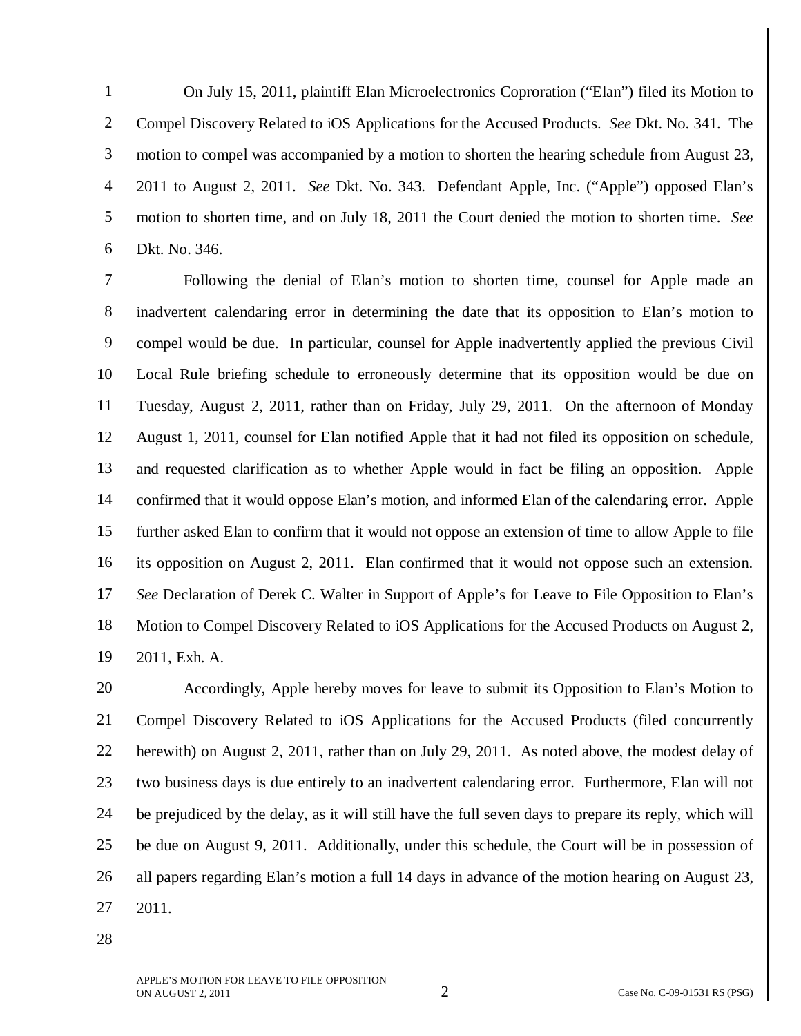On July 15, 2011, plaintiff Elan Microelectronics Coproration ("Elan") filed its Motion to Compel Discovery Related to iOS Applications for the Accused Products. *See* Dkt. No. 341. The motion to compel was accompanied by a motion to shorten the hearing schedule from August 23, 2011 to August 2, 2011. *See* Dkt. No. 343. Defendant Apple, Inc. ("Apple") opposed Elan's motion to shorten time, and on July 18, 2011 the Court denied the motion to shorten time. *See* Dkt. No. 346.

Following the denial of Elan's motion to shorten time, counsel for Apple made an inadvertent calendaring error in determining the date that its opposition to Elan's motion to compel would be due. In particular, counsel for Apple inadvertently applied the previous Civil Local Rule briefing schedule to erroneously determine that its opposition would be due on Tuesday, August 2, 2011, rather than on Friday, July 29, 2011. On the afternoon of Monday August 1, 2011, counsel for Elan notified Apple that it had not filed its opposition on schedule, and requested clarification as to whether Apple would in fact be filing an opposition. Apple confirmed that it would oppose Elan's motion, and informed Elan of the calendaring error. Apple further asked Elan to confirm that it would not oppose an extension of time to allow Apple to file its opposition on August 2, 2011. Elan confirmed that it would not oppose such an extension. *See* Declaration of Derek C. Walter in Support of Apple's for Leave to File Opposition to Elan's Motion to Compel Discovery Related to iOS Applications for the Accused Products on August 2, 2011, Exh. A.

Accordingly, Apple hereby moves for leave to submit its Opposition to Elan's Motion to Compel Discovery Related to iOS Applications for the Accused Products (filed concurrently herewith) on August 2, 2011, rather than on July 29, 2011. As noted above, the modest delay of two business days is due entirely to an inadvertent calendaring error. Furthermore, Elan will not be prejudiced by the delay, as it will still have the full seven days to prepare its reply, which will be due on August 9, 2011. Additionally, under this schedule, the Court will be in possession of all papers regarding Elan's motion a full 14 days in advance of the motion hearing on August 23, 2011.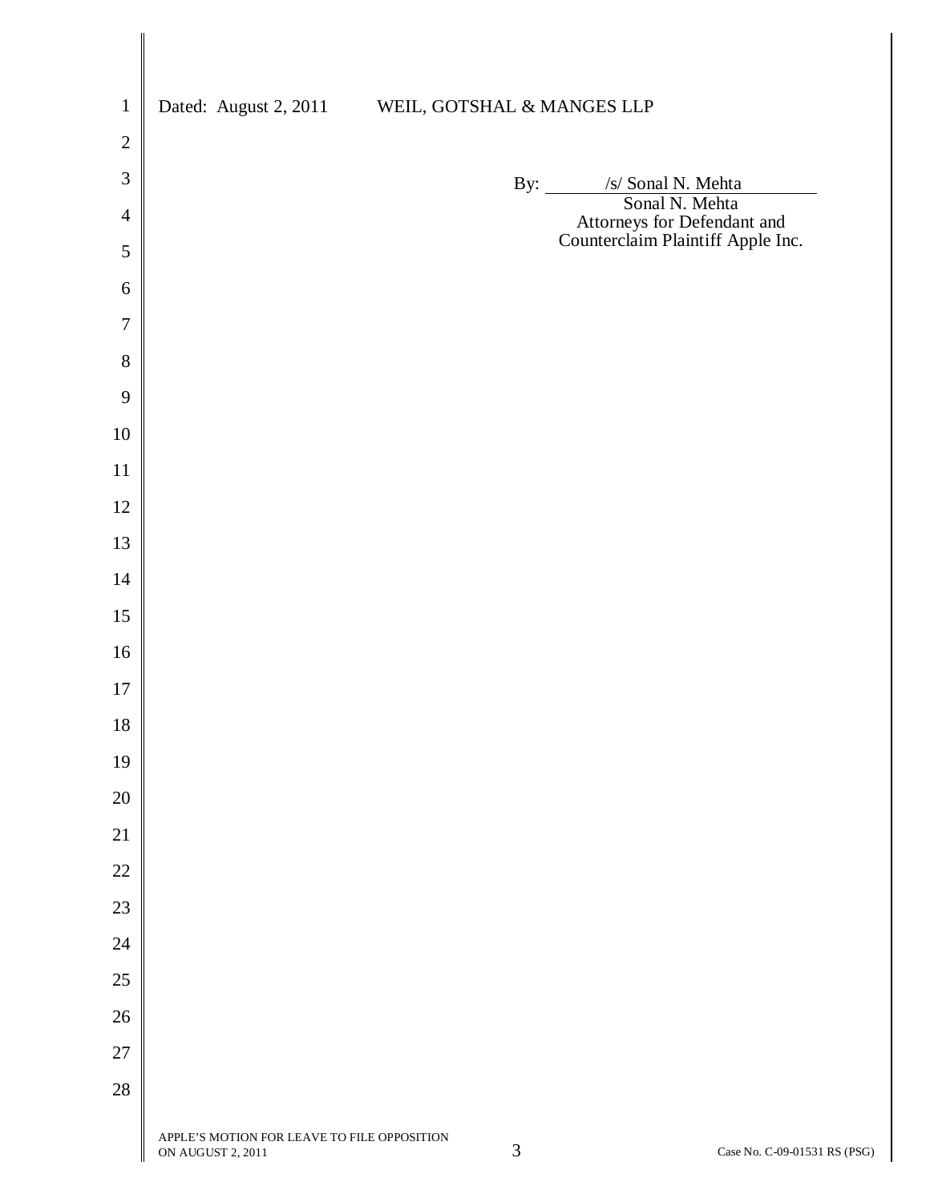Dated: August 2, 2011 WEIL, GOTSHAL & MANGES LLP

By: /s/ Sonal N. Mehta
Sonal N. Mehta
Attorneys for Defendant and
Counterclaim Plaintiff Apple Inc.